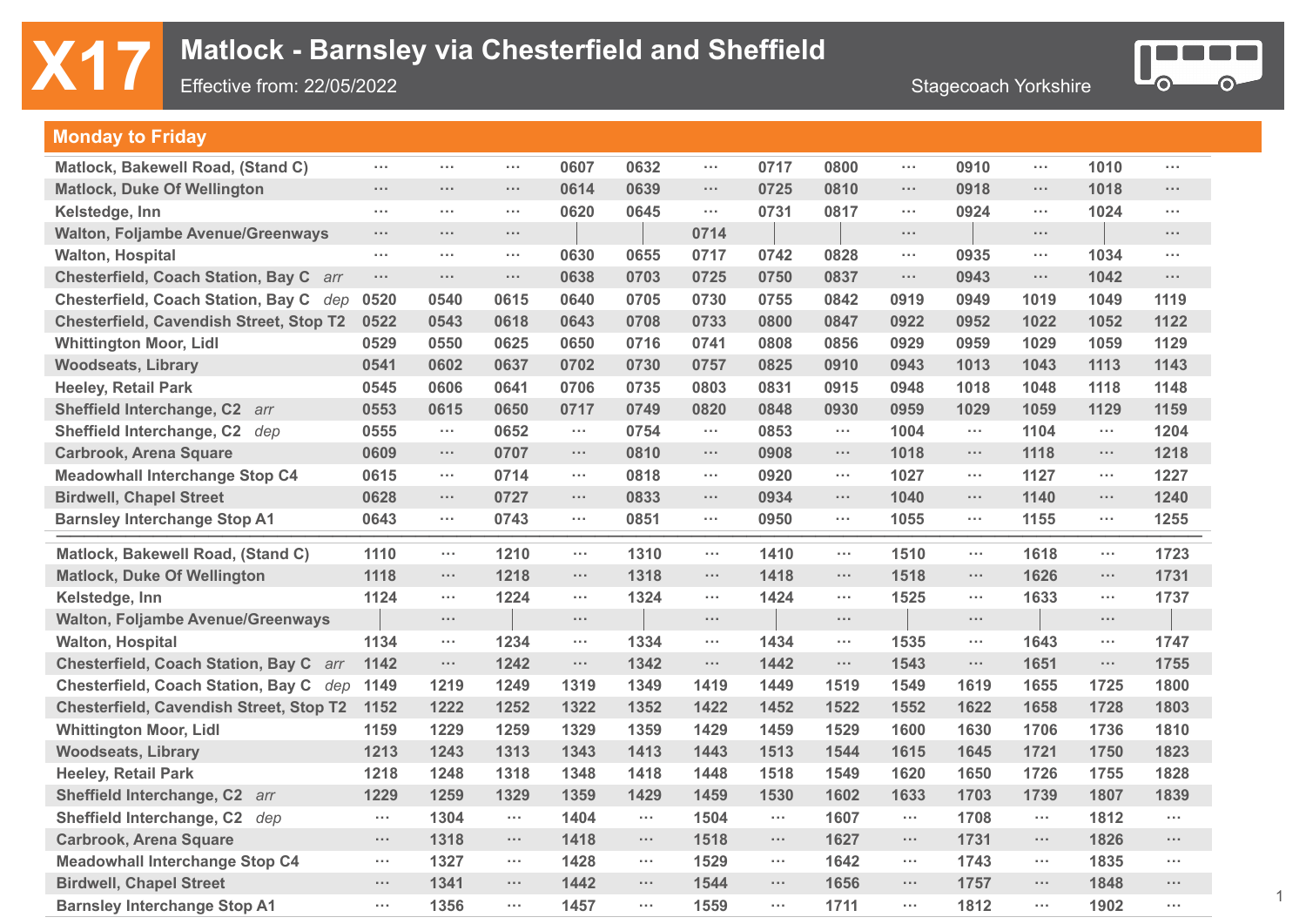# X17 Matlock - Barnsley via Chesterfield and Sheffield

Effective from: 22/05/2022

Stagecoach Yorkshire

## Monday to Friday

| Stop | | | | | | | | | | | | | |
|---|---|---|---|---|---|---|---|---|---|---|---|---|---|
| Matlock, Bakewell Road, (Stand C) | ⋯ | ⋯ | ⋯ | 0607 | 0632 | ⋯ | 0717 | 0800 | ⋯ | 0910 | ⋯ | 1010 | ⋯ |
| Matlock, Duke Of Wellington | ⋯ | ⋯ | ⋯ | 0614 | 0639 | ⋯ | 0725 | 0810 | ⋯ | 0918 | ⋯ | 1018 | ⋯ |
| Kelstedge, Inn | ⋯ | ⋯ | ⋯ | 0620 | 0645 | ⋯ | 0731 | 0817 | ⋯ | 0924 | ⋯ | 1024 | ⋯ |
| Walton, Foljambe Avenue/Greenways | ⋯ | ⋯ | ⋯ | \| | \| | 0714 | \| | \| | ⋯ | \| | ⋯ | \| | ⋯ |
| Walton, Hospital | ⋯ | ⋯ | ⋯ | 0630 | 0655 | 0717 | 0742 | 0828 | ⋯ | 0935 | ⋯ | 1034 | ⋯ |
| Chesterfield, Coach Station, Bay C *arr* | ⋯ | ⋯ | ⋯ | 0638 | 0703 | 0725 | 0750 | 0837 | ⋯ | 0943 | ⋯ | 1042 | ⋯ |
| Chesterfield, Coach Station, Bay C *dep* | 0520 | 0540 | 0615 | 0640 | 0705 | 0730 | 0755 | 0842 | 0919 | 0949 | 1019 | 1049 | 1119 |
| Chesterfield, Cavendish Street, Stop T2 | 0522 | 0543 | 0618 | 0643 | 0708 | 0733 | 0800 | 0847 | 0922 | 0952 | 1022 | 1052 | 1122 |
| Whittington Moor, Lidl | 0529 | 0550 | 0625 | 0650 | 0716 | 0741 | 0808 | 0856 | 0929 | 0959 | 1029 | 1059 | 1129 |
| Woodseats, Library | 0541 | 0602 | 0637 | 0702 | 0730 | 0757 | 0825 | 0910 | 0943 | 1013 | 1043 | 1113 | 1143 |
| Heeley, Retail Park | 0545 | 0606 | 0641 | 0706 | 0735 | 0803 | 0831 | 0915 | 0948 | 1018 | 1048 | 1118 | 1148 |
| Sheffield Interchange, C2 *arr* | 0553 | 0615 | 0650 | 0717 | 0749 | 0820 | 0848 | 0930 | 0959 | 1029 | 1059 | 1129 | 1159 |
| Sheffield Interchange, C2 *dep* | 0555 | ⋯ | 0652 | ⋯ | 0754 | ⋯ | 0853 | ⋯ | 1004 | ⋯ | 1104 | ⋯ | 1204 |
| Carbrook, Arena Square | 0609 | ⋯ | 0707 | ⋯ | 0810 | ⋯ | 0908 | ⋯ | 1018 | ⋯ | 1118 | ⋯ | 1218 |
| Meadowhall Interchange Stop C4 | 0615 | ⋯ | 0714 | ⋯ | 0818 | ⋯ | 0920 | ⋯ | 1027 | ⋯ | 1127 | ⋯ | 1227 |
| Birdwell, Chapel Street | 0628 | ⋯ | 0727 | ⋯ | 0833 | ⋯ | 0934 | ⋯ | 1040 | ⋯ | 1140 | ⋯ | 1240 |
| Barnsley Interchange Stop A1 | 0643 | ⋯ | 0743 | ⋯ | 0851 | ⋯ | 0950 | ⋯ | 1055 | ⋯ | 1155 | ⋯ | 1255 |

| Stop | | | | | | | | | | | | | |
|---|---|---|---|---|---|---|---|---|---|---|---|---|---|
| Matlock, Bakewell Road, (Stand C) | 1110 | ⋯ | 1210 | ⋯ | 1310 | ⋯ | 1410 | ⋯ | 1510 | ⋯ | 1618 | ⋯ | 1723 |
| Matlock, Duke Of Wellington | 1118 | ⋯ | 1218 | ⋯ | 1318 | ⋯ | 1418 | ⋯ | 1518 | ⋯ | 1626 | ⋯ | 1731 |
| Kelstedge, Inn | 1124 | ⋯ | 1224 | ⋯ | 1324 | ⋯ | 1424 | ⋯ | 1525 | ⋯ | 1633 | ⋯ | 1737 |
| Walton, Foljambe Avenue/Greenways | \| | ⋯ | \| | ⋯ | \| | ⋯ | \| | ⋯ | \| | ⋯ | \| | ⋯ | \| |
| Walton, Hospital | 1134 | ⋯ | 1234 | ⋯ | 1334 | ⋯ | 1434 | ⋯ | 1535 | ⋯ | 1643 | ⋯ | 1747 |
| Chesterfield, Coach Station, Bay C *arr* | 1142 | ⋯ | 1242 | ⋯ | 1342 | ⋯ | 1442 | ⋯ | 1543 | ⋯ | 1651 | ⋯ | 1755 |
| Chesterfield, Coach Station, Bay C *dep* | 1149 | 1219 | 1249 | 1319 | 1349 | 1419 | 1449 | 1519 | 1549 | 1619 | 1655 | 1725 | 1800 |
| Chesterfield, Cavendish Street, Stop T2 | 1152 | 1222 | 1252 | 1322 | 1352 | 1422 | 1452 | 1522 | 1552 | 1622 | 1658 | 1728 | 1803 |
| Whittington Moor, Lidl | 1159 | 1229 | 1259 | 1329 | 1359 | 1429 | 1459 | 1529 | 1600 | 1630 | 1706 | 1736 | 1810 |
| Woodseats, Library | 1213 | 1243 | 1313 | 1343 | 1413 | 1443 | 1513 | 1544 | 1615 | 1645 | 1721 | 1750 | 1823 |
| Heeley, Retail Park | 1218 | 1248 | 1318 | 1348 | 1418 | 1448 | 1518 | 1549 | 1620 | 1650 | 1726 | 1755 | 1828 |
| Sheffield Interchange, C2 *arr* | 1229 | 1259 | 1329 | 1359 | 1429 | 1459 | 1530 | 1602 | 1633 | 1703 | 1739 | 1807 | 1839 |
| Sheffield Interchange, C2 *dep* | ⋯ | 1304 | ⋯ | 1404 | ⋯ | 1504 | ⋯ | 1607 | ⋯ | 1708 | ⋯ | 1812 | ⋯ |
| Carbrook, Arena Square | ⋯ | 1318 | ⋯ | 1418 | ⋯ | 1518 | ⋯ | 1627 | ⋯ | 1731 | ⋯ | 1826 | ⋯ |
| Meadowhall Interchange Stop C4 | ⋯ | 1327 | ⋯ | 1428 | ⋯ | 1529 | ⋯ | 1642 | ⋯ | 1743 | ⋯ | 1835 | ⋯ |
| Birdwell, Chapel Street | ⋯ | 1341 | ⋯ | 1442 | ⋯ | 1544 | ⋯ | 1656 | ⋯ | 1757 | ⋯ | 1848 | ⋯ |
| Barnsley Interchange Stop A1 | ⋯ | 1356 | ⋯ | 1457 | ⋯ | 1559 | ⋯ | 1711 | ⋯ | 1812 | ⋯ | 1902 | ⋯ |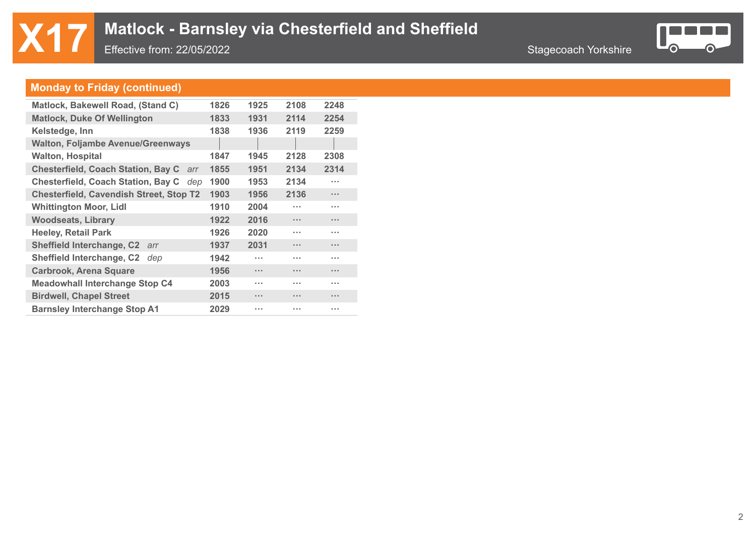# X17 Matlock - Barnsley via Chesterfield and Sheffield

Effective from: 22/05/2022

Stagecoach Yorkshire

## Monday to Friday (continued)

| Stop | | | | |
|---|---|---|---|---|
| Matlock, Bakewell Road, (Stand C) | 1826 | 1925 | 2108 | 2248 |
| Matlock, Duke Of Wellington | 1833 | 1931 | 2114 | 2254 |
| Kelstedge, Inn | 1838 | 1936 | 2119 | 2259 |
| Walton, Foljambe Avenue/Greenways | \| | \| | \| | \| |
| Walton, Hospital | 1847 | 1945 | 2128 | 2308 |
| Chesterfield, Coach Station, Bay C *arr* | 1855 | 1951 | 2134 | 2314 |
| Chesterfield, Coach Station, Bay C *dep* | 1900 | 1953 | 2134 | ... |
| Chesterfield, Cavendish Street, Stop T2 | 1903 | 1956 | 2136 | ... |
| Whittington Moor, Lidl | 1910 | 2004 | ... | ... |
| Woodseats, Library | 1922 | 2016 | ... | ... |
| Heeley, Retail Park | 1926 | 2020 | ... | ... |
| Sheffield Interchange, C2 *arr* | 1937 | 2031 | ... | ... |
| Sheffield Interchange, C2 *dep* | 1942 | ... | ... | ... |
| Carbrook, Arena Square | 1956 | ... | ... | ... |
| Meadowhall Interchange Stop C4 | 2003 | ... | ... | ... |
| Birdwell, Chapel Street | 2015 | ... | ... | ... |
| Barnsley Interchange Stop A1 | 2029 | ... | ... | ... |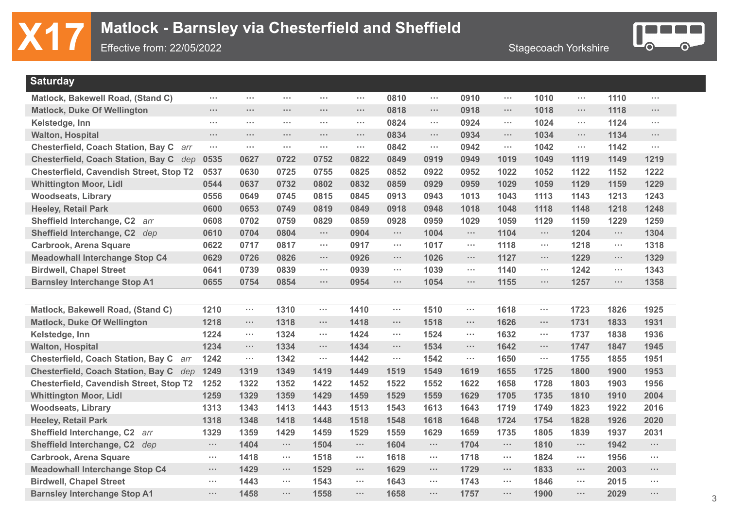# X17 Matlock - Barnsley via Chesterfield and Sheffield

Effective from: 22/05/2022

Stagecoach Yorkshire

## Saturday

| Stop | | | | | | | | | | | | | |
|---|---|---|---|---|---|---|---|---|---|---|---|---|---|
| Matlock, Bakewell Road, (Stand C) | ... | ... | ... | ... | ... | 0810 | ... | 0910 | ... | 1010 | ... | 1110 | ... |
| Matlock, Duke Of Wellington | ... | ... | ... | ... | ... | 0818 | ... | 0918 | ... | 1018 | ... | 1118 | ... |
| Kelstedge, Inn | ... | ... | ... | ... | ... | 0824 | ... | 0924 | ... | 1024 | ... | 1124 | ... |
| Walton, Hospital | ... | ... | ... | ... | ... | 0834 | ... | 0934 | ... | 1034 | ... | 1134 | ... |
| Chesterfield, Coach Station, Bay C *arr* | ... | ... | ... | ... | ... | 0842 | ... | 0942 | ... | 1042 | ... | 1142 | ... |
| Chesterfield, Coach Station, Bay C *dep* | 0535 | 0627 | 0722 | 0752 | 0822 | 0849 | 0919 | 0949 | 1019 | 1049 | 1119 | 1149 | 1219 |
| Chesterfield, Cavendish Street, Stop T2 | 0537 | 0630 | 0725 | 0755 | 0825 | 0852 | 0922 | 0952 | 1022 | 1052 | 1122 | 1152 | 1222 |
| Whittington Moor, Lidl | 0544 | 0637 | 0732 | 0802 | 0832 | 0859 | 0929 | 0959 | 1029 | 1059 | 1129 | 1159 | 1229 |
| Woodseats, Library | 0556 | 0649 | 0745 | 0815 | 0845 | 0913 | 0943 | 1013 | 1043 | 1113 | 1143 | 1213 | 1243 |
| Heeley, Retail Park | 0600 | 0653 | 0749 | 0819 | 0849 | 0918 | 0948 | 1018 | 1048 | 1118 | 1148 | 1218 | 1248 |
| Sheffield Interchange, C2 *arr* | 0608 | 0702 | 0759 | 0829 | 0859 | 0928 | 0959 | 1029 | 1059 | 1129 | 1159 | 1229 | 1259 |
| Sheffield Interchange, C2 *dep* | 0610 | 0704 | 0804 | ... | 0904 | ... | 1004 | ... | 1104 | ... | 1204 | ... | 1304 |
| Carbrook, Arena Square | 0622 | 0717 | 0817 | ... | 0917 | ... | 1017 | ... | 1118 | ... | 1218 | ... | 1318 |
| Meadowhall Interchange Stop C4 | 0629 | 0726 | 0826 | ... | 0926 | ... | 1026 | ... | 1127 | ... | 1229 | ... | 1329 |
| Birdwell, Chapel Street | 0641 | 0739 | 0839 | ... | 0939 | ... | 1039 | ... | 1140 | ... | 1242 | ... | 1343 |
| Barnsley Interchange Stop A1 | 0655 | 0754 | 0854 | ... | 0954 | ... | 1054 | ... | 1155 | ... | 1257 | ... | 1358 |

| Stop | | | | | | | | | | | | | |
|---|---|---|---|---|---|---|---|---|---|---|---|---|---|
| Matlock, Bakewell Road, (Stand C) | 1210 | ... | 1310 | ... | 1410 | ... | 1510 | ... | 1618 | ... | 1723 | 1826 | 1925 |
| Matlock, Duke Of Wellington | 1218 | ... | 1318 | ... | 1418 | ... | 1518 | ... | 1626 | ... | 1731 | 1833 | 1931 |
| Kelstedge, Inn | 1224 | ... | 1324 | ... | 1424 | ... | 1524 | ... | 1632 | ... | 1737 | 1838 | 1936 |
| Walton, Hospital | 1234 | ... | 1334 | ... | 1434 | ... | 1534 | ... | 1642 | ... | 1747 | 1847 | 1945 |
| Chesterfield, Coach Station, Bay C *arr* | 1242 | ... | 1342 | ... | 1442 | ... | 1542 | ... | 1650 | ... | 1755 | 1855 | 1951 |
| Chesterfield, Coach Station, Bay C *dep* | 1249 | 1319 | 1349 | 1419 | 1449 | 1519 | 1549 | 1619 | 1655 | 1725 | 1800 | 1900 | 1953 |
| Chesterfield, Cavendish Street, Stop T2 | 1252 | 1322 | 1352 | 1422 | 1452 | 1522 | 1552 | 1622 | 1658 | 1728 | 1803 | 1903 | 1956 |
| Whittington Moor, Lidl | 1259 | 1329 | 1359 | 1429 | 1459 | 1529 | 1559 | 1629 | 1705 | 1735 | 1810 | 1910 | 2004 |
| Woodseats, Library | 1313 | 1343 | 1413 | 1443 | 1513 | 1543 | 1613 | 1643 | 1719 | 1749 | 1823 | 1922 | 2016 |
| Heeley, Retail Park | 1318 | 1348 | 1418 | 1448 | 1518 | 1548 | 1618 | 1648 | 1724 | 1754 | 1828 | 1926 | 2020 |
| Sheffield Interchange, C2 *arr* | 1329 | 1359 | 1429 | 1459 | 1529 | 1559 | 1629 | 1659 | 1735 | 1805 | 1839 | 1937 | 2031 |
| Sheffield Interchange, C2 *dep* | ... | 1404 | ... | 1504 | ... | 1604 | ... | 1704 | ... | 1810 | ... | 1942 | ... |
| Carbrook, Arena Square | ... | 1418 | ... | 1518 | ... | 1618 | ... | 1718 | ... | 1824 | ... | 1956 | ... |
| Meadowhall Interchange Stop C4 | ... | 1429 | ... | 1529 | ... | 1629 | ... | 1729 | ... | 1833 | ... | 2003 | ... |
| Birdwell, Chapel Street | ... | 1443 | ... | 1543 | ... | 1643 | ... | 1743 | ... | 1846 | ... | 2015 | ... |
| Barnsley Interchange Stop A1 | ... | 1458 | ... | 1558 | ... | 1658 | ... | 1757 | ... | 1900 | ... | 2029 | ... |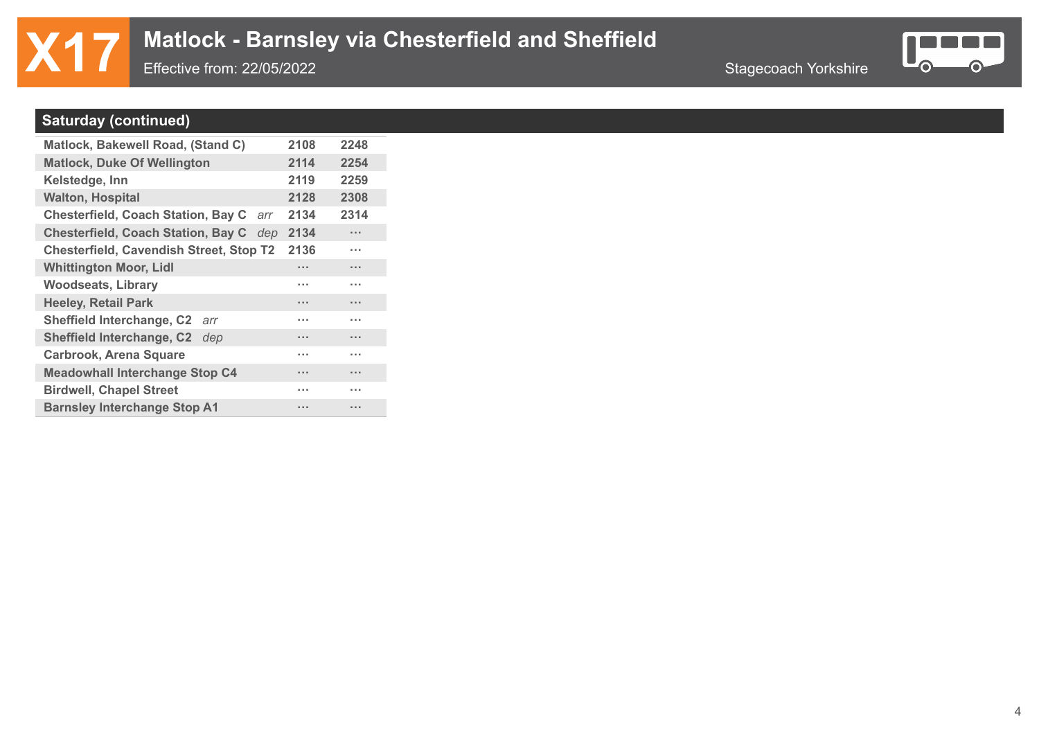# X17 Matlock - Barnsley via Chesterfield and Sheffield

Effective from: 22/05/2022

Stagecoach Yorkshire

## Saturday (continued)

| Stop | | |
|---|---|---|
| Matlock, Bakewell Road, (Stand C) | 2108 | 2248 |
| Matlock, Duke Of Wellington | 2114 | 2254 |
| Kelstedge, Inn | 2119 | 2259 |
| Walton, Hospital | 2128 | 2308 |
| Chesterfield, Coach Station, Bay C *arr* | 2134 | 2314 |
| Chesterfield, Coach Station, Bay C *dep* | 2134 | ... |
| Chesterfield, Cavendish Street, Stop T2 | 2136 | ... |
| Whittington Moor, Lidl | ... | ... |
| Woodseats, Library | ... | ... |
| Heeley, Retail Park | ... | ... |
| Sheffield Interchange, C2 *arr* | ... | ... |
| Sheffield Interchange, C2 *dep* | ... | ... |
| Carbrook, Arena Square | ... | ... |
| Meadowhall Interchange Stop C4 | ... | ... |
| Birdwell, Chapel Street | ... | ... |
| Barnsley Interchange Stop A1 | ... | ... |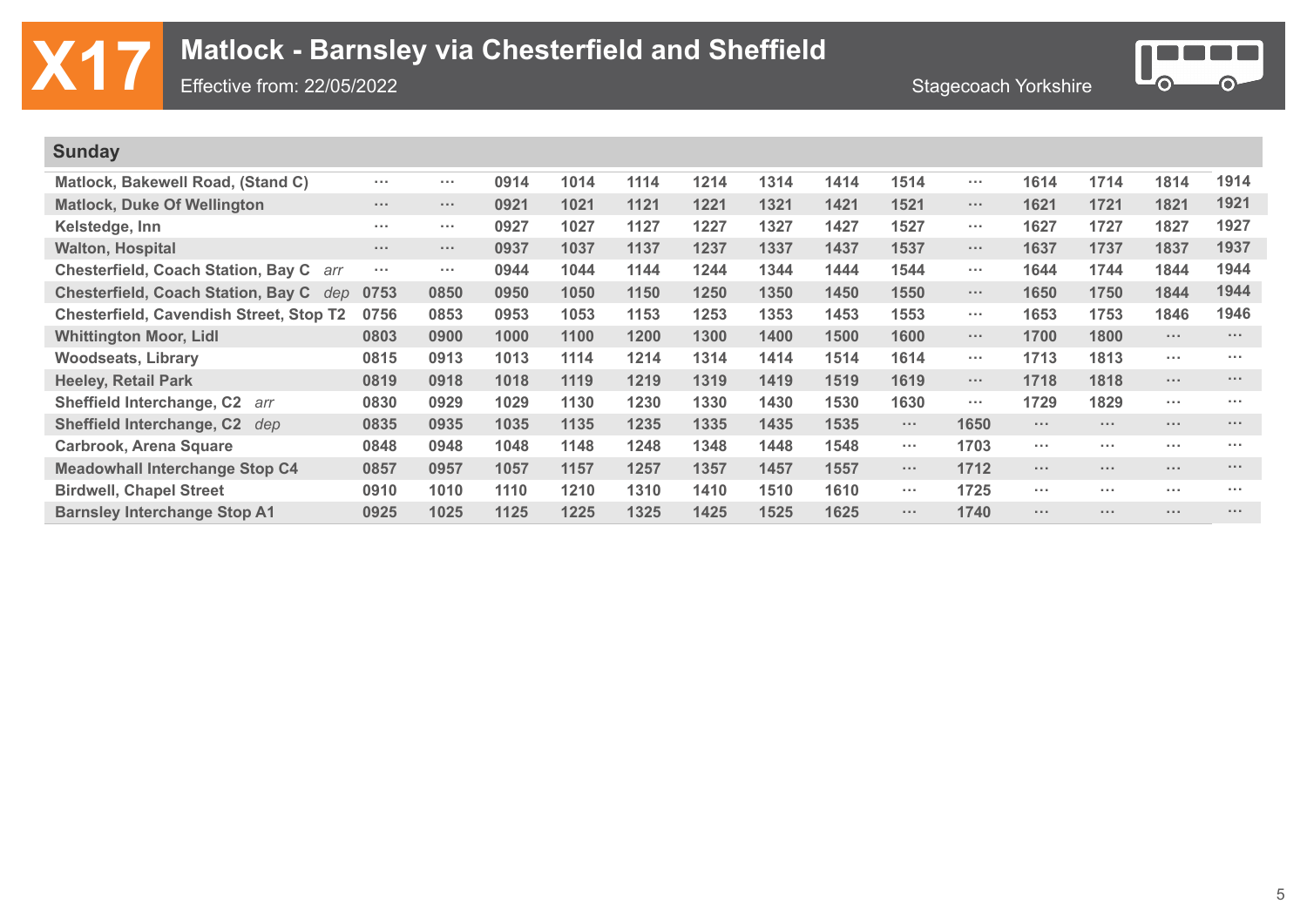# X17 Matlock - Barnsley via Chesterfield and Sheffield

Effective from: 22/05/2022

Stagecoach Yorkshire

## Sunday

| Stop | | | | | | | | | | | | | | |
|---|---|---|---|---|---|---|---|---|---|---|---|---|---|---|
| Matlock, Bakewell Road, (Stand C) | ... | ... | 0914 | 1014 | 1114 | 1214 | 1314 | 1414 | 1514 | ... | 1614 | 1714 | 1814 | 1914 |
| Matlock, Duke Of Wellington | ... | ... | 0921 | 1021 | 1121 | 1221 | 1321 | 1421 | 1521 | ... | 1621 | 1721 | 1821 | 1921 |
| Kelstedge, Inn | ... | ... | 0927 | 1027 | 1127 | 1227 | 1327 | 1427 | 1527 | ... | 1627 | 1727 | 1827 | 1927 |
| Walton, Hospital | ... | ... | 0937 | 1037 | 1137 | 1237 | 1337 | 1437 | 1537 | ... | 1637 | 1737 | 1837 | 1937 |
| Chesterfield, Coach Station, Bay C *arr* | ... | ... | 0944 | 1044 | 1144 | 1244 | 1344 | 1444 | 1544 | ... | 1644 | 1744 | 1844 | 1944 |
| Chesterfield, Coach Station, Bay C *dep* | 0753 | 0850 | 0950 | 1050 | 1150 | 1250 | 1350 | 1450 | 1550 | ... | 1650 | 1750 | 1844 | 1944 |
| Chesterfield, Cavendish Street, Stop T2 | 0756 | 0853 | 0953 | 1053 | 1153 | 1253 | 1353 | 1453 | 1553 | ... | 1653 | 1753 | 1846 | 1946 |
| Whittington Moor, Lidl | 0803 | 0900 | 1000 | 1100 | 1200 | 1300 | 1400 | 1500 | 1600 | ... | 1700 | 1800 | ... | ... |
| Woodseats, Library | 0815 | 0913 | 1013 | 1114 | 1214 | 1314 | 1414 | 1514 | 1614 | ... | 1713 | 1813 | ... | ... |
| Heeley, Retail Park | 0819 | 0918 | 1018 | 1119 | 1219 | 1319 | 1419 | 1519 | 1619 | ... | 1718 | 1818 | ... | ... |
| Sheffield Interchange, C2 *arr* | 0830 | 0929 | 1029 | 1130 | 1230 | 1330 | 1430 | 1530 | 1630 | ... | 1729 | 1829 | ... | ... |
| Sheffield Interchange, C2 *dep* | 0835 | 0935 | 1035 | 1135 | 1235 | 1335 | 1435 | 1535 | ... | 1650 | ... | ... | ... | ... |
| Carbrook, Arena Square | 0848 | 0948 | 1048 | 1148 | 1248 | 1348 | 1448 | 1548 | ... | 1703 | ... | ... | ... | ... |
| Meadowhall Interchange Stop C4 | 0857 | 0957 | 1057 | 1157 | 1257 | 1357 | 1457 | 1557 | ... | 1712 | ... | ... | ... | ... |
| Birdwell, Chapel Street | 0910 | 1010 | 1110 | 1210 | 1310 | 1410 | 1510 | 1610 | ... | 1725 | ... | ... | ... | ... |
| Barnsley Interchange Stop A1 | 0925 | 1025 | 1125 | 1225 | 1325 | 1425 | 1525 | 1625 | ... | 1740 | ... | ... | ... | ... |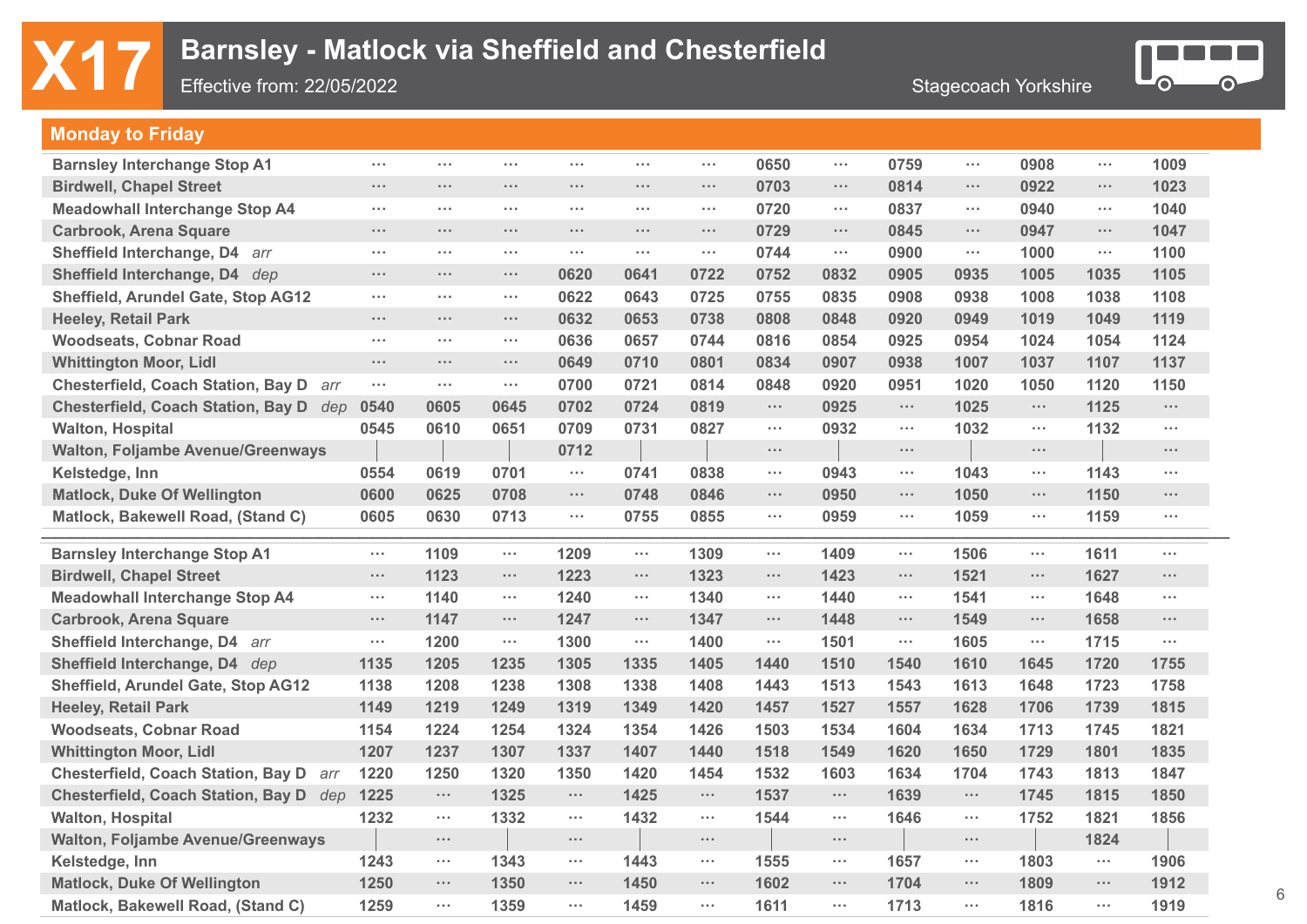# X17 Barnsley - Matlock via Sheffield and Chesterfield

Effective from: 22/05/2022

Stagecoach Yorkshire

## Monday to Friday

| Stop | | | | | | | | | | | | | |
|---|---|---|---|---|---|---|---|---|---|---|---|---|---|
| Barnsley Interchange Stop A1 | ... | ... | ... | ... | ... | ... | 0650 | ... | 0759 | ... | 0908 | ... | 1009 |
| Birdwell, Chapel Street | ... | ... | ... | ... | ... | ... | 0703 | ... | 0814 | ... | 0922 | ... | 1023 |
| Meadowhall Interchange Stop A4 | ... | ... | ... | ... | ... | ... | 0720 | ... | 0837 | ... | 0940 | ... | 1040 |
| Carbrook, Arena Square | ... | ... | ... | ... | ... | ... | 0729 | ... | 0845 | ... | 0947 | ... | 1047 |
| Sheffield Interchange, D4 *arr* | ... | ... | ... | ... | ... | ... | 0744 | ... | 0900 | ... | 1000 | ... | 1100 |
| Sheffield Interchange, D4 *dep* | ... | ... | ... | 0620 | 0641 | 0722 | 0752 | 0832 | 0905 | 0935 | 1005 | 1035 | 1105 |
| Sheffield, Arundel Gate, Stop AG12 | ... | ... | ... | 0622 | 0643 | 0725 | 0755 | 0835 | 0908 | 0938 | 1008 | 1038 | 1108 |
| Heeley, Retail Park | ... | ... | ... | 0632 | 0653 | 0738 | 0808 | 0848 | 0920 | 0949 | 1019 | 1049 | 1119 |
| Woodseats, Cobnar Road | ... | ... | ... | 0636 | 0657 | 0744 | 0816 | 0854 | 0925 | 0954 | 1024 | 1054 | 1124 |
| Whittington Moor, Lidl | ... | ... | ... | 0649 | 0710 | 0801 | 0834 | 0907 | 0938 | 1007 | 1037 | 1107 | 1137 |
| Chesterfield, Coach Station, Bay D *arr* | ... | ... | ... | 0700 | 0721 | 0814 | 0848 | 0920 | 0951 | 1020 | 1050 | 1120 | 1150 |
| Chesterfield, Coach Station, Bay D *dep* | 0540 | 0605 | 0645 | 0702 | 0724 | 0819 | ... | 0925 | ... | 1025 | ... | 1125 | ... |
| Walton, Hospital | 0545 | 0610 | 0651 | 0709 | 0731 | 0827 | ... | 0932 | ... | 1032 | ... | 1132 | ... |
| Walton, Foljambe Avenue/Greenways | \| | \| | \| | 0712 | \| | \| | ... | \| | ... | \| | ... | \| | ... |
| Kelstedge, Inn | 0554 | 0619 | 0701 | ... | 0741 | 0838 | ... | 0943 | ... | 1043 | ... | 1143 | ... |
| Matlock, Duke Of Wellington | 0600 | 0625 | 0708 | ... | 0748 | 0846 | ... | 0950 | ... | 1050 | ... | 1150 | ... |
| Matlock, Bakewell Road, (Stand C) | 0605 | 0630 | 0713 | ... | 0755 | 0855 | ... | 0959 | ... | 1059 | ... | 1159 | ... |

| Stop | | | | | | | | | | | | | |
|---|---|---|---|---|---|---|---|---|---|---|---|---|---|
| Barnsley Interchange Stop A1 | ... | 1109 | ... | 1209 | ... | 1309 | ... | 1409 | ... | 1506 | ... | 1611 | ... |
| Birdwell, Chapel Street | ... | 1123 | ... | 1223 | ... | 1323 | ... | 1423 | ... | 1521 | ... | 1627 | ... |
| Meadowhall Interchange Stop A4 | ... | 1140 | ... | 1240 | ... | 1340 | ... | 1440 | ... | 1541 | ... | 1648 | ... |
| Carbrook, Arena Square | ... | 1147 | ... | 1247 | ... | 1347 | ... | 1448 | ... | 1549 | ... | 1658 | ... |
| Sheffield Interchange, D4 *arr* | ... | 1200 | ... | 1300 | ... | 1400 | ... | 1501 | ... | 1605 | ... | 1715 | ... |
| Sheffield Interchange, D4 *dep* | 1135 | 1205 | 1235 | 1305 | 1335 | 1405 | 1440 | 1510 | 1540 | 1610 | 1645 | 1720 | 1755 |
| Sheffield, Arundel Gate, Stop AG12 | 1138 | 1208 | 1238 | 1308 | 1338 | 1408 | 1443 | 1513 | 1543 | 1613 | 1648 | 1723 | 1758 |
| Heeley, Retail Park | 1149 | 1219 | 1249 | 1319 | 1349 | 1420 | 1457 | 1527 | 1557 | 1628 | 1706 | 1739 | 1815 |
| Woodseats, Cobnar Road | 1154 | 1224 | 1254 | 1324 | 1354 | 1426 | 1503 | 1534 | 1604 | 1634 | 1713 | 1745 | 1821 |
| Whittington Moor, Lidl | 1207 | 1237 | 1307 | 1337 | 1407 | 1440 | 1518 | 1549 | 1620 | 1650 | 1729 | 1801 | 1835 |
| Chesterfield, Coach Station, Bay D *arr* | 1220 | 1250 | 1320 | 1350 | 1420 | 1454 | 1532 | 1603 | 1634 | 1704 | 1743 | 1813 | 1847 |
| Chesterfield, Coach Station, Bay D *dep* | 1225 | ... | 1325 | ... | 1425 | ... | 1537 | ... | 1639 | ... | 1745 | 1815 | 1850 |
| Walton, Hospital | 1232 | ... | 1332 | ... | 1432 | ... | 1544 | ... | 1646 | ... | 1752 | 1821 | 1856 |
| Walton, Foljambe Avenue/Greenways | \| | ... | \| | ... | \| | ... | \| | ... | \| | ... | \| | 1824 | \| |
| Kelstedge, Inn | 1243 | ... | 1343 | ... | 1443 | ... | 1555 | ... | 1657 | ... | 1803 | ... | 1906 |
| Matlock, Duke Of Wellington | 1250 | ... | 1350 | ... | 1450 | ... | 1602 | ... | 1704 | ... | 1809 | ... | 1912 |
| Matlock, Bakewell Road, (Stand C) | 1259 | ... | 1359 | ... | 1459 | ... | 1611 | ... | 1713 | ... | 1816 | ... | 1919 |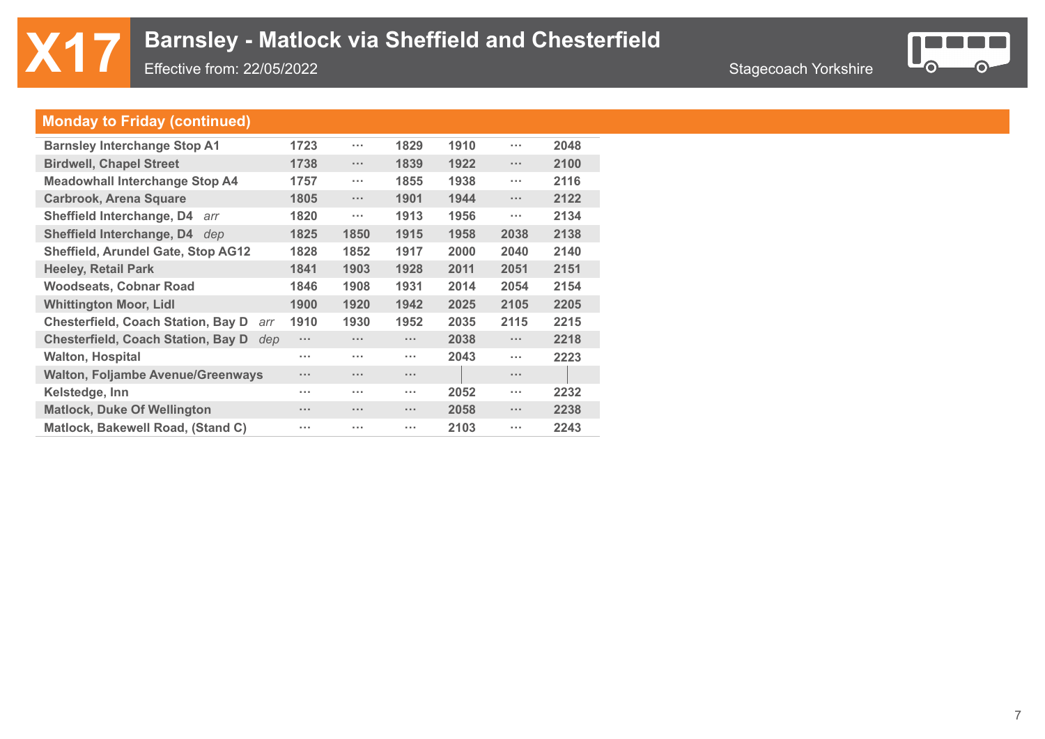# X17 Barnsley - Matlock via Sheffield and Chesterfield

Effective from: 22/05/2022

Stagecoach Yorkshire

## Monday to Friday (continued)

| Stop | | | | | | |
|---|---|---|---|---|---|---|
| Barnsley Interchange Stop A1 | 1723 | ··· | 1829 | 1910 | ··· | 2048 |
| Birdwell, Chapel Street | 1738 | ··· | 1839 | 1922 | ··· | 2100 |
| Meadowhall Interchange Stop A4 | 1757 | ··· | 1855 | 1938 | ··· | 2116 |
| Carbrook, Arena Square | 1805 | ··· | 1901 | 1944 | ··· | 2122 |
| Sheffield Interchange, D4 *arr* | 1820 | ··· | 1913 | 1956 | ··· | 2134 |
| Sheffield Interchange, D4 *dep* | 1825 | 1850 | 1915 | 1958 | 2038 | 2138 |
| Sheffield, Arundel Gate, Stop AG12 | 1828 | 1852 | 1917 | 2000 | 2040 | 2140 |
| Heeley, Retail Park | 1841 | 1903 | 1928 | 2011 | 2051 | 2151 |
| Woodseats, Cobnar Road | 1846 | 1908 | 1931 | 2014 | 2054 | 2154 |
| Whittington Moor, Lidl | 1900 | 1920 | 1942 | 2025 | 2105 | 2205 |
| Chesterfield, Coach Station, Bay D *arr* | 1910 | 1930 | 1952 | 2035 | 2115 | 2215 |
| Chesterfield, Coach Station, Bay D *dep* | ··· | ··· | ··· | 2038 | ··· | 2218 |
| Walton, Hospital | ··· | ··· | ··· | 2043 | ··· | 2223 |
| Walton, Foljambe Avenue/Greenways | ··· | ··· | ··· | \| | ··· | \| |
| Kelstedge, Inn | ··· | ··· | ··· | 2052 | ··· | 2232 |
| Matlock, Duke Of Wellington | ··· | ··· | ··· | 2058 | ··· | 2238 |
| Matlock, Bakewell Road, (Stand C) | ··· | ··· | ··· | 2103 | ··· | 2243 |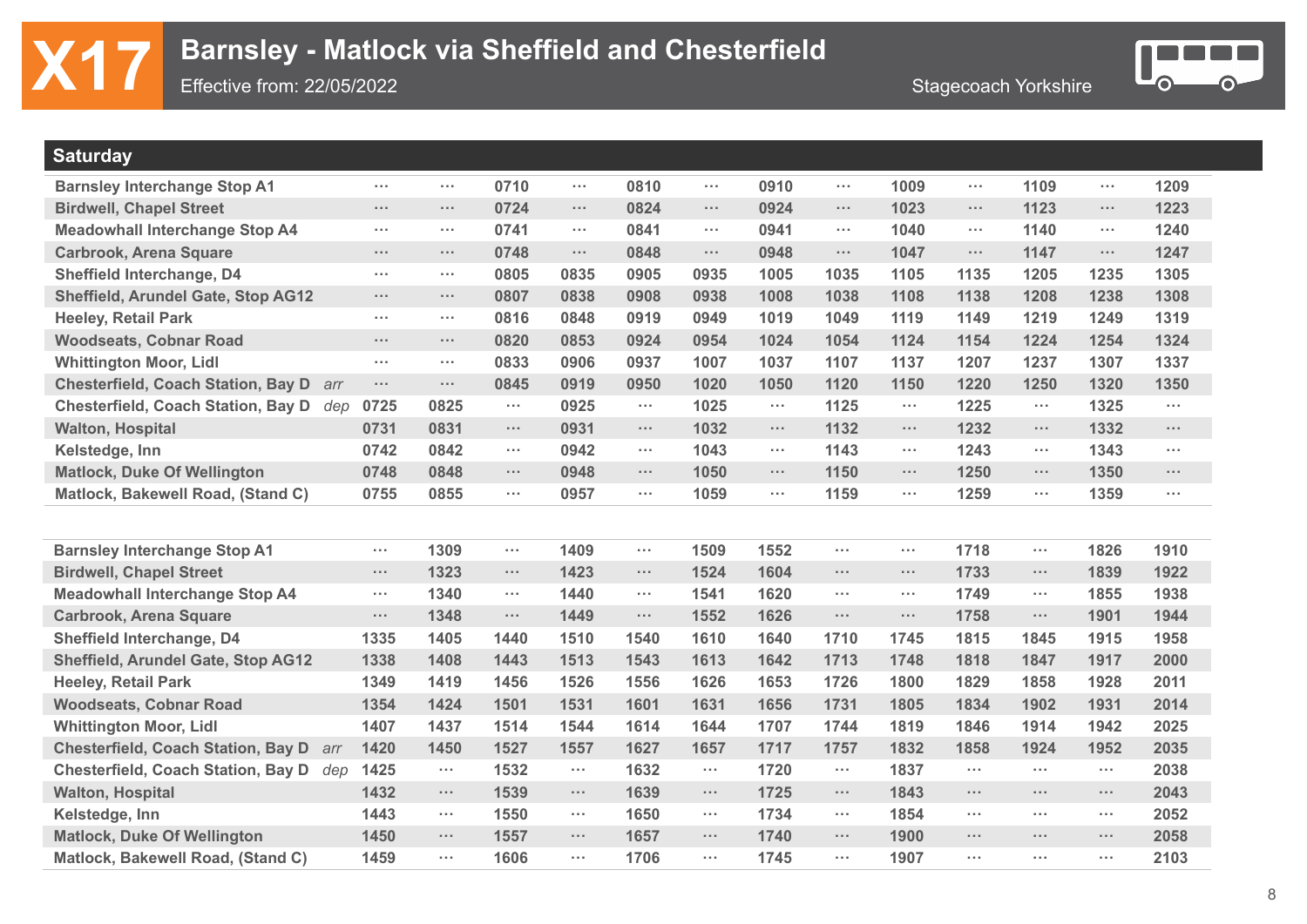# X17 Barnsley - Matlock via Sheffield and Chesterfield

Effective from: 22/05/2022

Stagecoach Yorkshire

## Saturday

| Stop | | | | | | | | | | | | | |
|---|---|---|---|---|---|---|---|---|---|---|---|---|---|
| Barnsley Interchange Stop A1 | ··· | ··· | 0710 | ··· | 0810 | ··· | 0910 | ··· | 1009 | ··· | 1109 | ··· | 1209 |
| Birdwell, Chapel Street | ··· | ··· | 0724 | ··· | 0824 | ··· | 0924 | ··· | 1023 | ··· | 1123 | ··· | 1223 |
| Meadowhall Interchange Stop A4 | ··· | ··· | 0741 | ··· | 0841 | ··· | 0941 | ··· | 1040 | ··· | 1140 | ··· | 1240 |
| Carbrook, Arena Square | ··· | ··· | 0748 | ··· | 0848 | ··· | 0948 | ··· | 1047 | ··· | 1147 | ··· | 1247 |
| Sheffield Interchange, D4 | ··· | ··· | 0805 | 0835 | 0905 | 0935 | 1005 | 1035 | 1105 | 1135 | 1205 | 1235 | 1305 |
| Sheffield, Arundel Gate, Stop AG12 | ··· | ··· | 0807 | 0838 | 0908 | 0938 | 1008 | 1038 | 1108 | 1138 | 1208 | 1238 | 1308 |
| Heeley, Retail Park | ··· | ··· | 0816 | 0848 | 0919 | 0949 | 1019 | 1049 | 1119 | 1149 | 1219 | 1249 | 1319 |
| Woodseats, Cobnar Road | ··· | ··· | 0820 | 0853 | 0924 | 0954 | 1024 | 1054 | 1124 | 1154 | 1224 | 1254 | 1324 |
| Whittington Moor, Lidl | ··· | ··· | 0833 | 0906 | 0937 | 1007 | 1037 | 1107 | 1137 | 1207 | 1237 | 1307 | 1337 |
| Chesterfield, Coach Station, Bay D *arr* | ··· | ··· | 0845 | 0919 | 0950 | 1020 | 1050 | 1120 | 1150 | 1220 | 1250 | 1320 | 1350 |
| Chesterfield, Coach Station, Bay D *dep* | 0725 | 0825 | ··· | 0925 | ··· | 1025 | ··· | 1125 | ··· | 1225 | ··· | 1325 | ··· |
| Walton, Hospital | 0731 | 0831 | ··· | 0931 | ··· | 1032 | ··· | 1132 | ··· | 1232 | ··· | 1332 | ··· |
| Kelstedge, Inn | 0742 | 0842 | ··· | 0942 | ··· | 1043 | ··· | 1143 | ··· | 1243 | ··· | 1343 | ··· |
| Matlock, Duke Of Wellington | 0748 | 0848 | ··· | 0948 | ··· | 1050 | ··· | 1150 | ··· | 1250 | ··· | 1350 | ··· |
| Matlock, Bakewell Road, (Stand C) | 0755 | 0855 | ··· | 0957 | ··· | 1059 | ··· | 1159 | ··· | 1259 | ··· | 1359 | ··· |

| Stop | | | | | | | | | | | | | |
|---|---|---|---|---|---|---|---|---|---|---|---|---|---|
| Barnsley Interchange Stop A1 | ··· | 1309 | ··· | 1409 | ··· | 1509 | 1552 | ··· | ··· | 1718 | ··· | 1826 | 1910 |
| Birdwell, Chapel Street | ··· | 1323 | ··· | 1423 | ··· | 1524 | 1604 | ··· | ··· | 1733 | ··· | 1839 | 1922 |
| Meadowhall Interchange Stop A4 | ··· | 1340 | ··· | 1440 | ··· | 1541 | 1620 | ··· | ··· | 1749 | ··· | 1855 | 1938 |
| Carbrook, Arena Square | ··· | 1348 | ··· | 1449 | ··· | 1552 | 1626 | ··· | ··· | 1758 | ··· | 1901 | 1944 |
| Sheffield Interchange, D4 | 1335 | 1405 | 1440 | 1510 | 1540 | 1610 | 1640 | 1710 | 1745 | 1815 | 1845 | 1915 | 1958 |
| Sheffield, Arundel Gate, Stop AG12 | 1338 | 1408 | 1443 | 1513 | 1543 | 1613 | 1642 | 1713 | 1748 | 1818 | 1847 | 1917 | 2000 |
| Heeley, Retail Park | 1349 | 1419 | 1456 | 1526 | 1556 | 1626 | 1653 | 1726 | 1800 | 1829 | 1858 | 1928 | 2011 |
| Woodseats, Cobnar Road | 1354 | 1424 | 1501 | 1531 | 1601 | 1631 | 1656 | 1731 | 1805 | 1834 | 1902 | 1931 | 2014 |
| Whittington Moor, Lidl | 1407 | 1437 | 1514 | 1544 | 1614 | 1644 | 1707 | 1744 | 1819 | 1846 | 1914 | 1942 | 2025 |
| Chesterfield, Coach Station, Bay D *arr* | 1420 | 1450 | 1527 | 1557 | 1627 | 1657 | 1717 | 1757 | 1832 | 1858 | 1924 | 1952 | 2035 |
| Chesterfield, Coach Station, Bay D *dep* | 1425 | ··· | 1532 | ··· | 1632 | ··· | 1720 | ··· | 1837 | ··· | ··· | ··· | 2038 |
| Walton, Hospital | 1432 | ··· | 1539 | ··· | 1639 | ··· | 1725 | ··· | 1843 | ··· | ··· | ··· | 2043 |
| Kelstedge, Inn | 1443 | ··· | 1550 | ··· | 1650 | ··· | 1734 | ··· | 1854 | ··· | ··· | ··· | 2052 |
| Matlock, Duke Of Wellington | 1450 | ··· | 1557 | ··· | 1657 | ··· | 1740 | ··· | 1900 | ··· | ··· | ··· | 2058 |
| Matlock, Bakewell Road, (Stand C) | 1459 | ··· | 1606 | ··· | 1706 | ··· | 1745 | ··· | 1907 | ··· | ··· | ··· | 2103 |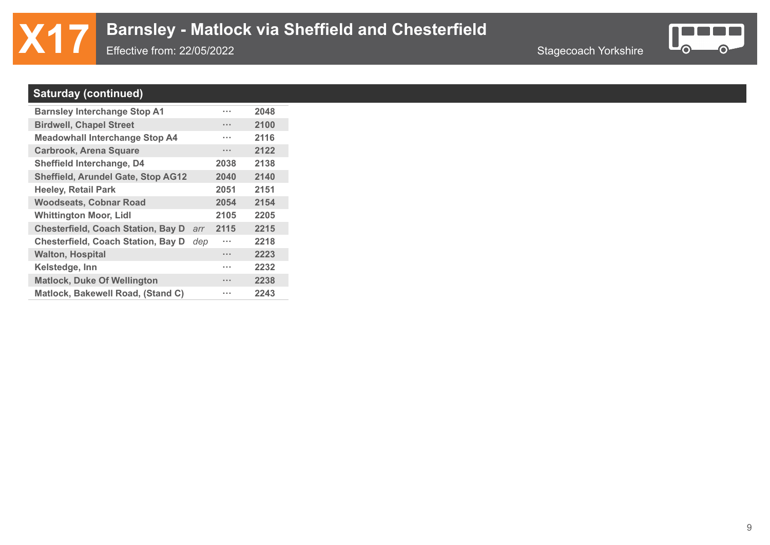# X17 Barnsley - Matlock via Sheffield and Chesterfield

Effective from: 22/05/2022

Stagecoach Yorkshire

## Saturday (continued)

| Stop | | | |
|---|---|---|---|
| Barnsley Interchange Stop A1 | | ⋯ | 2048 |
| Birdwell, Chapel Street | | ⋯ | 2100 |
| Meadowhall Interchange Stop A4 | | ⋯ | 2116 |
| Carbrook, Arena Square | | ⋯ | 2122 |
| Sheffield Interchange, D4 | | 2038 | 2138 |
| Sheffield, Arundel Gate, Stop AG12 | | 2040 | 2140 |
| Heeley, Retail Park | | 2051 | 2151 |
| Woodseats, Cobnar Road | | 2054 | 2154 |
| Whittington Moor, Lidl | | 2105 | 2205 |
| Chesterfield, Coach Station, Bay D | *arr* | 2115 | 2215 |
| Chesterfield, Coach Station, Bay D | *dep* | ⋯ | 2218 |
| Walton, Hospital | | ⋯ | 2223 |
| Kelstedge, Inn | | ⋯ | 2232 |
| Matlock, Duke Of Wellington | | ⋯ | 2238 |
| Matlock, Bakewell Road, (Stand C) | | ⋯ | 2243 |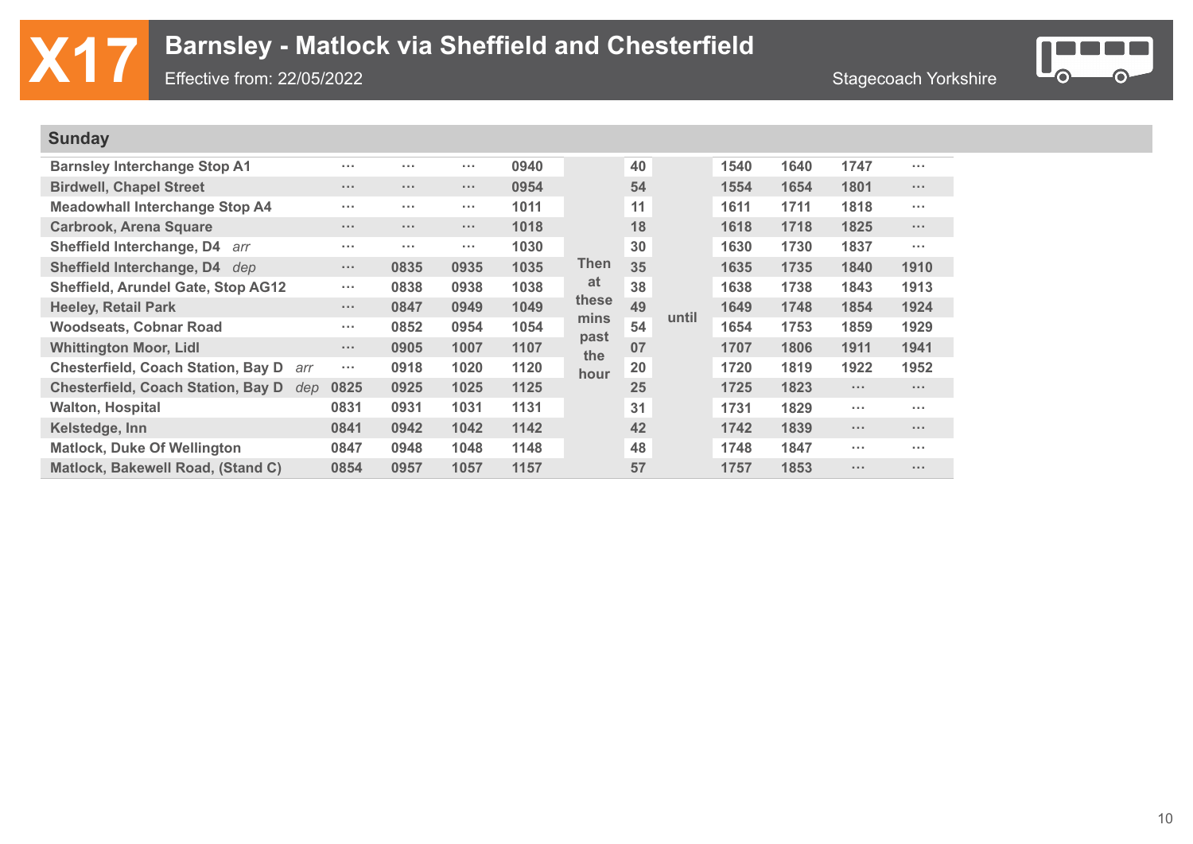# X17 Barnsley - Matlock via Sheffield and Chesterfield

Effective from: 22/05/2022

Stagecoach Yorkshire

## Sunday

| | | | | | | | | | | | |
|---|---|---|---|---|---|---|---|---|---|---|---|
| Barnsley Interchange Stop A1 | ··· | ··· | ··· | 0940 | Then at these mins past the hour | 40 | until | 1540 | 1640 | 1747 | ··· |
| Birdwell, Chapel Street | ··· | ··· | ··· | 0954 | | 54 | | 1554 | 1654 | 1801 | ··· |
| Meadowhall Interchange Stop A4 | ··· | ··· | ··· | 1011 | | 11 | | 1611 | 1711 | 1818 | ··· |
| Carbrook, Arena Square | ··· | ··· | ··· | 1018 | | 18 | | 1618 | 1718 | 1825 | ··· |
| Sheffield Interchange, D4 *arr* | ··· | ··· | ··· | 1030 | | 30 | | 1630 | 1730 | 1837 | ··· |
| Sheffield Interchange, D4 *dep* | ··· | 0835 | 0935 | 1035 | | 35 | | 1635 | 1735 | 1840 | 1910 |
| Sheffield, Arundel Gate, Stop AG12 | ··· | 0838 | 0938 | 1038 | | 38 | | 1638 | 1738 | 1843 | 1913 |
| Heeley, Retail Park | ··· | 0847 | 0949 | 1049 | | 49 | | 1649 | 1748 | 1854 | 1924 |
| Woodseats, Cobnar Road | ··· | 0852 | 0954 | 1054 | | 54 | | 1654 | 1753 | 1859 | 1929 |
| Whittington Moor, Lidl | ··· | 0905 | 1007 | 1107 | | 07 | | 1707 | 1806 | 1911 | 1941 |
| Chesterfield, Coach Station, Bay D *arr* | ··· | 0918 | 1020 | 1120 | | 20 | | 1720 | 1819 | 1922 | 1952 |
| Chesterfield, Coach Station, Bay D *dep* | 0825 | 0925 | 1025 | 1125 | | 25 | | 1725 | 1823 | ··· | ··· |
| Walton, Hospital | 0831 | 0931 | 1031 | 1131 | | 31 | | 1731 | 1829 | ··· | ··· |
| Kelstedge, Inn | 0841 | 0942 | 1042 | 1142 | | 42 | | 1742 | 1839 | ··· | ··· |
| Matlock, Duke Of Wellington | 0847 | 0948 | 1048 | 1148 | | 48 | | 1748 | 1847 | ··· | ··· |
| Matlock, Bakewell Road, (Stand C) | 0854 | 0957 | 1057 | 1157 | | 57 | | 1757 | 1853 | ··· | ··· |